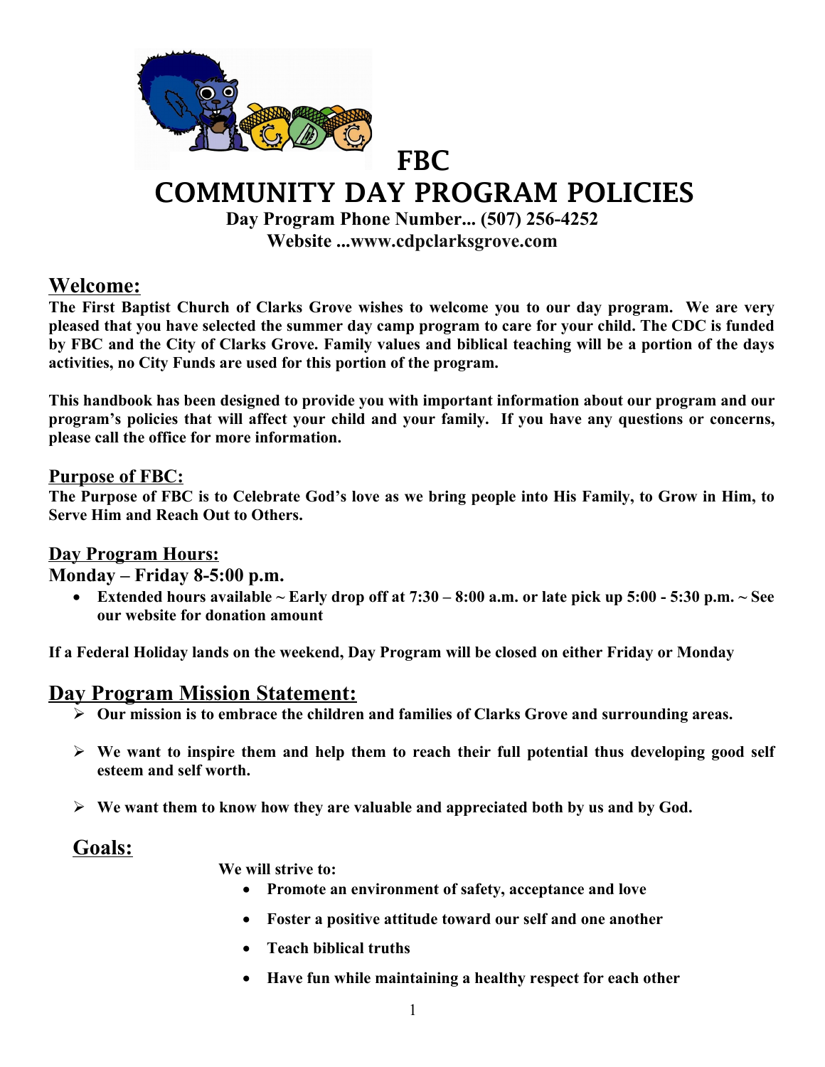# FBC
# COMMUNITY DAY PROGRAM POLICIES

**Day Program Phone Number... (507) 256-4252**
**Website ...www.cdpclarksgrove.com**

## Welcome:

**The First Baptist Church of Clarks Grove wishes to welcome you to our day program. We are very pleased that you have selected the summer day camp program to care for your child. The CDC is funded by FBC and the City of Clarks Grove. Family values and biblical teaching will be a portion of the days activities, no City Funds are used for this portion of the program.**

**This handbook has been designed to provide you with important information about our program and our program's policies that will affect your child and your family. If you have any questions or concerns, please call the office for more information.**

## Purpose of FBC:

**The Purpose of FBC is to Celebrate God's love as we bring people into His Family, to Grow in Him, to Serve Him and Reach Out to Others.**

## Day Program Hours:

**Monday – Friday 8-5:00 p.m.**

- **Extended hours available ~ Early drop off at 7:30 – 8:00 a.m. or late pick up 5:00 - 5:30 p.m. ~ See our website for donation amount**

**If a Federal Holiday lands on the weekend, Day Program will be closed on either Friday or Monday**

## Day Program Mission Statement:

- **Our mission is to embrace the children and families of Clarks Grove and surrounding areas.**
- **We want to inspire them and help them to reach their full potential thus developing good self esteem and self worth.**
- **We want them to know how they are valuable and appreciated both by us and by God.**

## Goals:

**We will strive to:**

- **Promote an environment of safety, acceptance and love**
- **Foster a positive attitude toward our self and one another**
- **Teach biblical truths**
- **Have fun while maintaining a healthy respect for each other**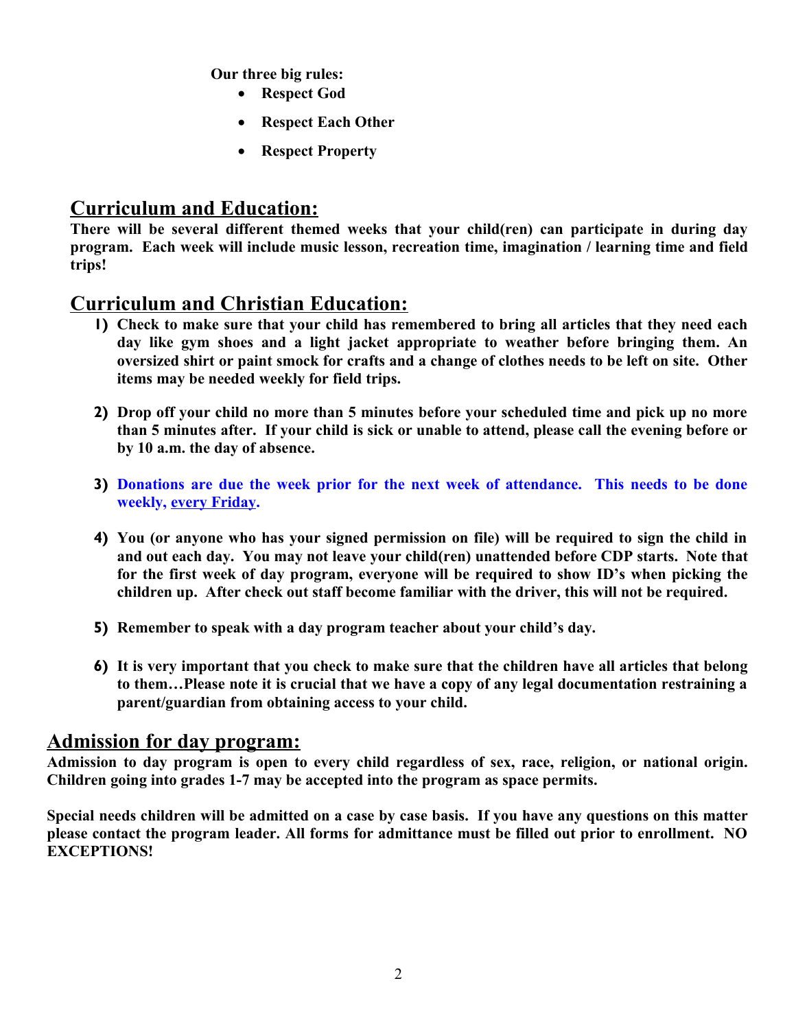**Our three big rules:**

- **Respect God**
- **Respect Each Other**
- **Respect Property**

## Curriculum and Education:

**There will be several different themed weeks that your child(ren) can participate in during day program. Each week will include music lesson, recreation time, imagination / learning time and field trips!**

## Curriculum and Christian Education:

1) **Check to make sure that your child has remembered to bring all articles that they need each day like gym shoes and a light jacket appropriate to weather before bringing them. An oversized shirt or paint smock for crafts and a change of clothes needs to be left on site. Other items may be needed weekly for field trips.**

2) **Drop off your child no more than 5 minutes before your scheduled time and pick up no more than 5 minutes after. If your child is sick or unable to attend, please call the evening before or by 10 a.m. the day of absence.**

3) **Donations are due the week prior for the next week of attendance. This needs to be done weekly, every Friday.**

4) **You (or anyone who has your signed permission on file) will be required to sign the child in and out each day. You may not leave your child(ren) unattended before CDP starts. Note that for the first week of day program, everyone will be required to show ID's when picking the children up. After check out staff become familiar with the driver, this will not be required.**

5) **Remember to speak with a day program teacher about your child's day.**

6) **It is very important that you check to make sure that the children have all articles that belong to them…Please note it is crucial that we have a copy of any legal documentation restraining a parent/guardian from obtaining access to your child.**

## Admission for day program:

**Admission to day program is open to every child regardless of sex, race, religion, or national origin. Children going into grades 1-7 may be accepted into the program as space permits.**

**Special needs children will be admitted on a case by case basis. If you have any questions on this matter please contact the program leader. All forms for admittance must be filled out prior to enrollment. NO EXCEPTIONS!**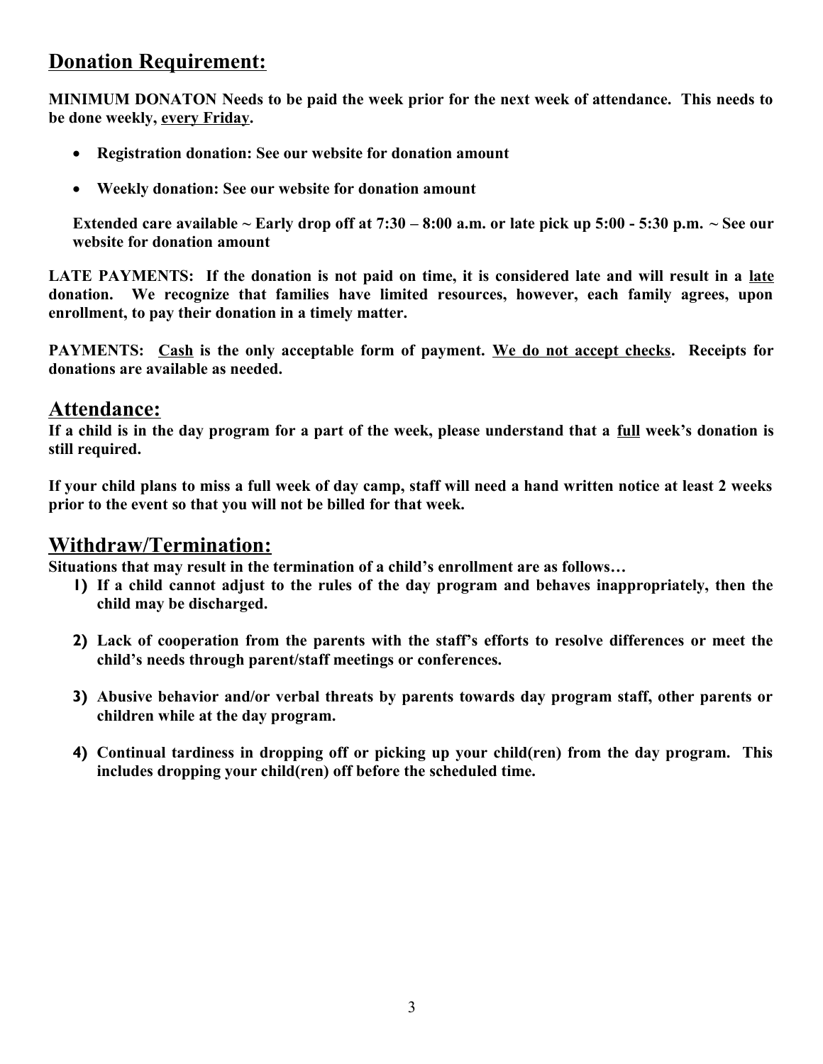## Donation Requirement:

**MINIMUM DONATON Needs to be paid the week prior for the next week of attendance. This needs to be done weekly, every Friday.**

- **Registration donation: See our website for donation amount**
- **Weekly donation: See our website for donation amount**

**Extended care available ~ Early drop off at 7:30 – 8:00 a.m. or late pick up 5:00 - 5:30 p.m. ~ See our website for donation amount**

**LATE PAYMENTS: If the donation is not paid on time, it is considered late and will result in a late donation. We recognize that families have limited resources, however, each family agrees, upon enrollment, to pay their donation in a timely matter.**

**PAYMENTS: Cash is the only acceptable form of payment. We do not accept checks. Receipts for donations are available as needed.**

## Attendance:

**If a child is in the day program for a part of the week, please understand that a full week's donation is still required.**

**If your child plans to miss a full week of day camp, staff will need a hand written notice at least 2 weeks prior to the event so that you will not be billed for that week.**

## Withdraw/Termination:

**Situations that may result in the termination of a child's enrollment are as follows…**

1) **If a child cannot adjust to the rules of the day program and behaves inappropriately, then the child may be discharged.**

2) **Lack of cooperation from the parents with the staff's efforts to resolve differences or meet the child's needs through parent/staff meetings or conferences.**

3) **Abusive behavior and/or verbal threats by parents towards day program staff, other parents or children while at the day program.**

4) **Continual tardiness in dropping off or picking up your child(ren) from the day program. This includes dropping your child(ren) off before the scheduled time.**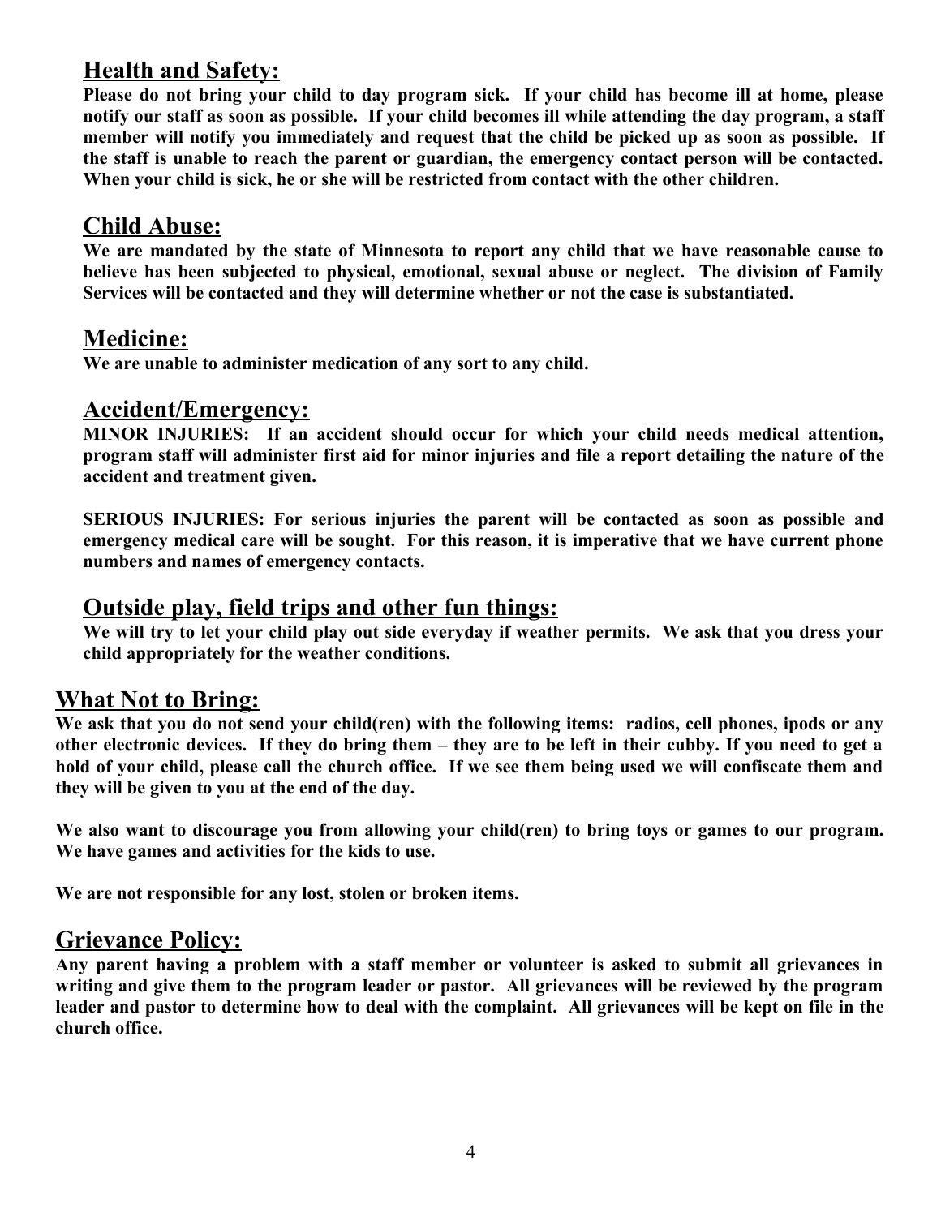## Health and Safety:

**Please do not bring your child to day program sick. If your child has become ill at home, please notify our staff as soon as possible. If your child becomes ill while attending the day program, a staff member will notify you immediately and request that the child be picked up as soon as possible. If the staff is unable to reach the parent or guardian, the emergency contact person will be contacted. When your child is sick, he or she will be restricted from contact with the other children.**

## Child Abuse:

**We are mandated by the state of Minnesota to report any child that we have reasonable cause to believe has been subjected to physical, emotional, sexual abuse or neglect. The division of Family Services will be contacted and they will determine whether or not the case is substantiated.**

## Medicine:

**We are unable to administer medication of any sort to any child.**

## Accident/Emergency:

**MINOR INJURIES: If an accident should occur for which your child needs medical attention, program staff will administer first aid for minor injuries and file a report detailing the nature of the accident and treatment given.**

**SERIOUS INJURIES: For serious injuries the parent will be contacted as soon as possible and emergency medical care will be sought. For this reason, it is imperative that we have current phone numbers and names of emergency contacts.**

## Outside play, field trips and other fun things:

**We will try to let your child play out side everyday if weather permits. We ask that you dress your child appropriately for the weather conditions.**

## What Not to Bring:

**We ask that you do not send your child(ren) with the following items: radios, cell phones, ipods or any other electronic devices. If they do bring them – they are to be left in their cubby. If you need to get a hold of your child, please call the church office. If we see them being used we will confiscate them and they will be given to you at the end of the day.**

**We also want to discourage you from allowing your child(ren) to bring toys or games to our program. We have games and activities for the kids to use.**

**We are not responsible for any lost, stolen or broken items.**

## Grievance Policy:

**Any parent having a problem with a staff member or volunteer is asked to submit all grievances in writing and give them to the program leader or pastor. All grievances will be reviewed by the program leader and pastor to determine how to deal with the complaint. All grievances will be kept on file in the church office.**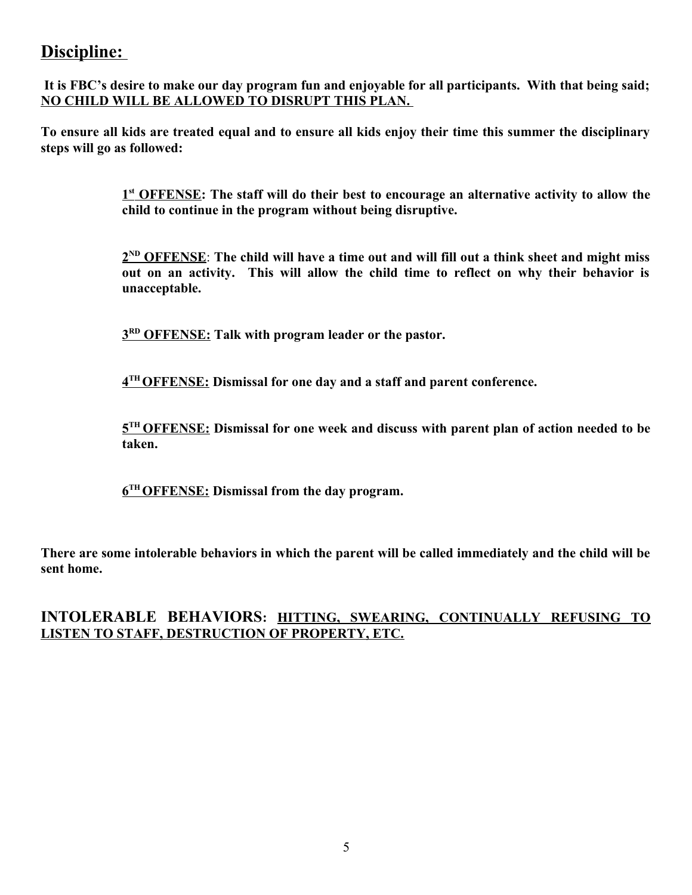## Discipline:

**It is FBC's desire to make our day program fun and enjoyable for all participants. With that being said; NO CHILD WILL BE ALLOWED TO DISRUPT THIS PLAN.**

**To ensure all kids are treated equal and to ensure all kids enjoy their time this summer the disciplinary steps will go as followed:**

**1st OFFENSE: The staff will do their best to encourage an alternative activity to allow the child to continue in the program without being disruptive.**

**2ND OFFENSE: The child will have a time out and will fill out a think sheet and might miss out on an activity. This will allow the child time to reflect on why their behavior is unacceptable.**

**3RD OFFENSE: Talk with program leader or the pastor.**

**4TH OFFENSE: Dismissal for one day and a staff and parent conference.**

**5TH OFFENSE: Dismissal for one week and discuss with parent plan of action needed to be taken.**

**6TH OFFENSE: Dismissal from the day program.**

**There are some intolerable behaviors in which the parent will be called immediately and the child will be sent home.**

**INTOLERABLE BEHAVIORS: HITTING, SWEARING, CONTINUALLY REFUSING TO LISTEN TO STAFF, DESTRUCTION OF PROPERTY, ETC.**